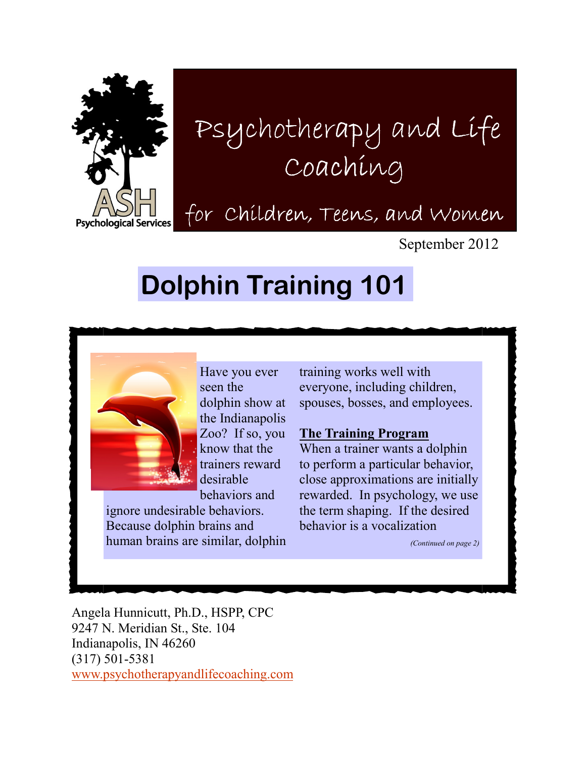ASH Psychological Services

# Psychotherapy and Life Coaching

for Children, Teens, and Women

September 2012

## Dolphin Training 101

Have you ever seen the dolphin show at the Indianapolis Zoo? If so, you know that the trainers reward desirable behaviors and ignore undesirable behaviors. Because dolphin brains and human brains are similar, dolphin training works well with everyone, including children, spouses, bosses, and employees.

**The Training Program**

When a trainer wants a dolphin to perform a particular behavior, close approximations are initially rewarded. In psychology, we use the term shaping. If the desired behavior is a vocalization

*(Continued on page 2)*

Angela Hunnicutt, Ph.D., HSPP, CPC
9247 N. Meridian St., Ste. 104
Indianapolis, IN 46260
(317) 501-5381
www.psychotherapyandlifecoaching.com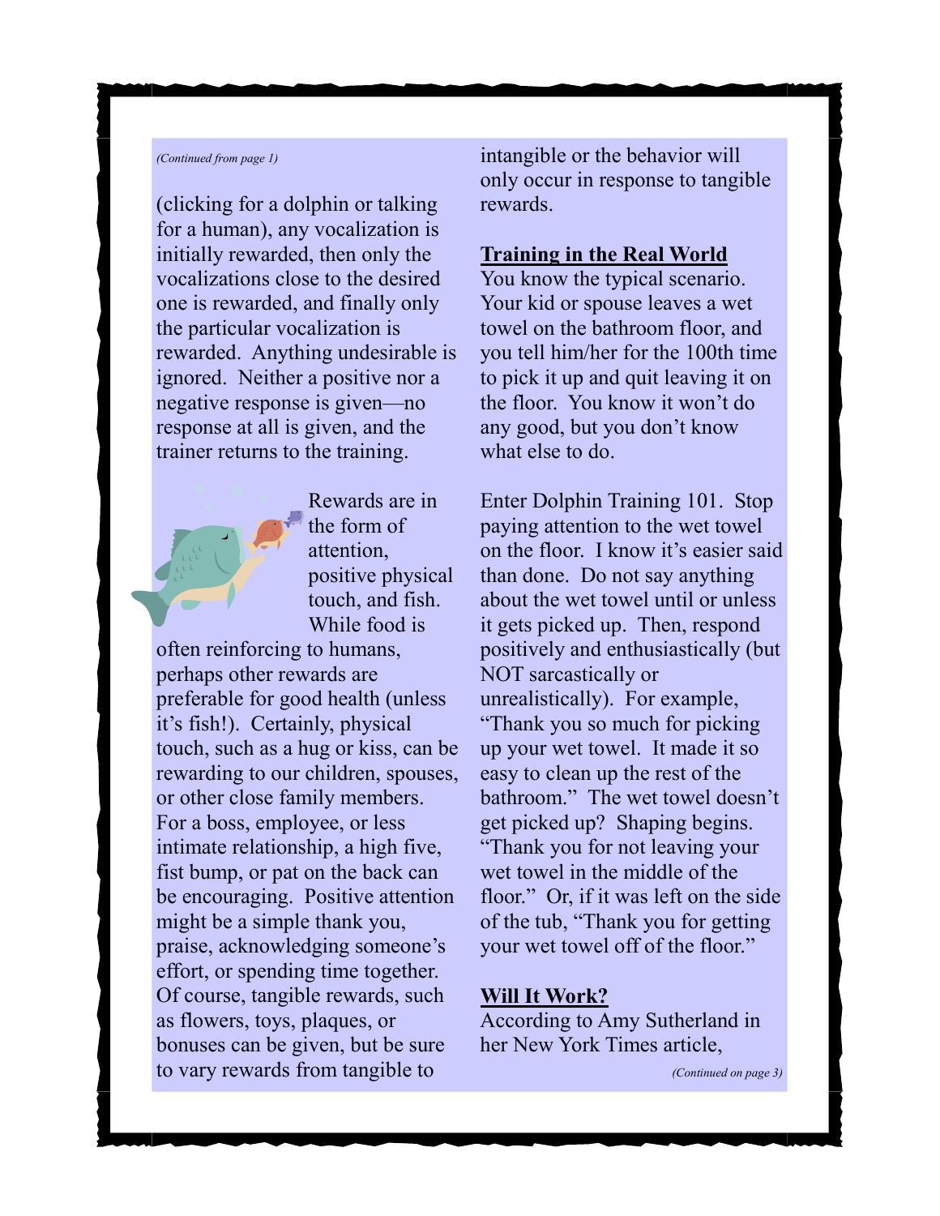*(Continued from page 1)*

(clicking for a dolphin or talking for a human), any vocalization is initially rewarded, then only the vocalizations close to the desired one is rewarded, and finally only the particular vocalization is rewarded. Anything undesirable is ignored. Neither a positive nor a negative response is given—no response at all is given, and the trainer returns to the training.

Rewards are in the form of attention, positive physical touch, and fish. While food is often reinforcing to humans, perhaps other rewards are preferable for good health (unless it's fish!). Certainly, physical touch, such as a hug or kiss, can be rewarding to our children, spouses, or other close family members. For a boss, employee, or less intimate relationship, a high five, fist bump, or pat on the back can be encouraging. Positive attention might be a simple thank you, praise, acknowledging someone's effort, or spending time together. Of course, tangible rewards, such as flowers, toys, plaques, or bonuses can be given, but be sure to vary rewards from tangible to intangible or the behavior will only occur in response to tangible rewards.

## Training in the Real World

You know the typical scenario. Your kid or spouse leaves a wet towel on the bathroom floor, and you tell him/her for the 100th time to pick it up and quit leaving it on the floor. You know it won't do any good, but you don't know what else to do.

Enter Dolphin Training 101. Stop paying attention to the wet towel on the floor. I know it's easier said than done. Do not say anything about the wet towel until or unless it gets picked up. Then, respond positively and enthusiastically (but NOT sarcastically or unrealistically). For example, "Thank you so much for picking up your wet towel. It made it so easy to clean up the rest of the bathroom." The wet towel doesn't get picked up? Shaping begins. "Thank you for not leaving your wet towel in the middle of the floor." Or, if it was left on the side of the tub, "Thank you for getting your wet towel off of the floor."

## Will It Work?

According to Amy Sutherland in her New York Times article,

*(Continued on page 3)*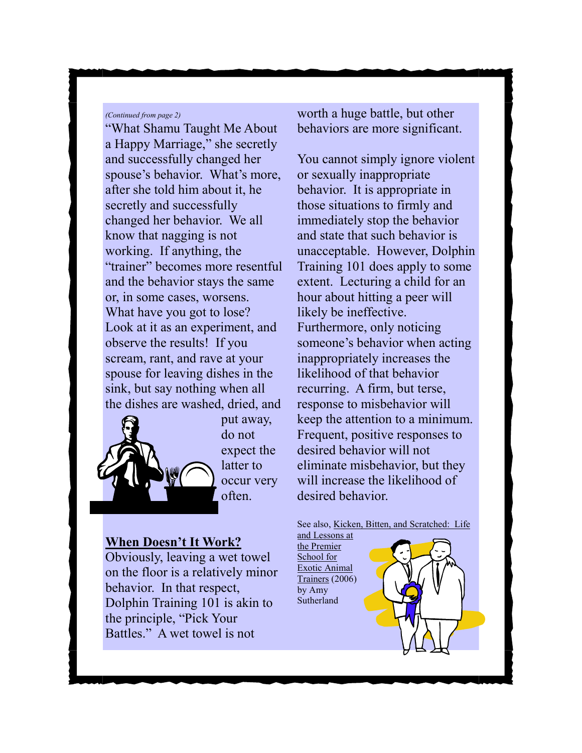*(Continued from page 2)*

"What Shamu Taught Me About a Happy Marriage," she secretly and successfully changed her spouse's behavior. What's more, after she told him about it, he secretly and successfully changed her behavior. We all know that nagging is not working. If anything, the "trainer" becomes more resentful and the behavior stays the same or, in some cases, worsens. What have you got to lose? Look at it as an experiment, and observe the results! If you scream, rant, and rave at your spouse for leaving dishes in the sink, but say nothing when all the dishes are washed, dried, and put away, do not expect the latter to occur very often.

## When Doesn't It Work?

Obviously, leaving a wet towel on the floor is a relatively minor behavior. In that respect, Dolphin Training 101 is akin to the principle, "Pick Your Battles." A wet towel is not worth a huge battle, but other behaviors are more significant.

You cannot simply ignore violent or sexually inappropriate behavior. It is appropriate in those situations to firmly and immediately stop the behavior and state that such behavior is unacceptable. However, Dolphin Training 101 does apply to some extent. Lecturing a child for an hour about hitting a peer will likely be ineffective. Furthermore, only noticing someone's behavior when acting inappropriately increases the likelihood of that behavior recurring. A firm, but terse, response to misbehavior will keep the attention to a minimum. Frequent, positive responses to desired behavior will not eliminate misbehavior, but they will increase the likelihood of desired behavior.

See also, Kicken, Bitten, and Scratched: Life and Lessons at the Premier School for Exotic Animal Trainers (2006) by Amy Sutherland